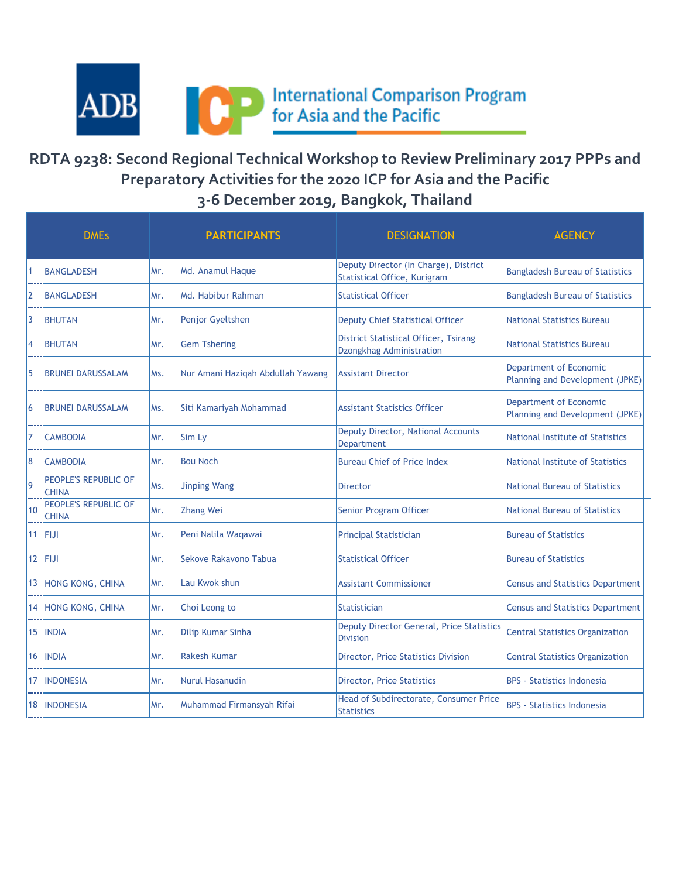ADB

International Comparison Program for Asia and the Pacific

# RDTA 9238: Second Regional Technical Workshop to Review Preliminary 2017 PPPs and Preparatory Activities for the 2020 ICP for Asia and the Pacific

## 3-6 December 2019, Bangkok, Thailand

| | DMEs | PARTICIPANTS | | DESIGNATION | AGENCY |
|---|---|---|---|---|---|
| 1 | BANGLADESH | Mr. | Md. Anamul Haque | Deputy Director (In Charge), District Statistical Office, Kurigram | Bangladesh Bureau of Statistics |
| 2 | BANGLADESH | Mr. | Md. Habibur Rahman | Statistical Officer | Bangladesh Bureau of Statistics |
| 3 | BHUTAN | Mr. | Penjor Gyeltshen | Deputy Chief Statistical Officer | National Statistics Bureau |
| 4 | BHUTAN | Mr. | Gem Tshering | District Statistical Officer, Tsirang Dzongkhag Administration | National Statistics Bureau |
| 5 | BRUNEI DARUSSALAM | Ms. | Nur Amani Haziqah Abdullah Yawang | Assistant Director | Department of Economic Planning and Development (JPKE) |
| 6 | BRUNEI DARUSSALAM | Ms. | Siti Kamariyah Mohammad | Assistant Statistics Officer | Department of Economic Planning and Development (JPKE) |
| 7 | CAMBODIA | Mr. | Sim Ly | Deputy Director, National Accounts Department | National Institute of Statistics |
| 8 | CAMBODIA | Mr. | Bou Noch | Bureau Chief of Price Index | National Institute of Statistics |
| 9 | PEOPLE'S REPUBLIC OF CHINA | Ms. | Jinping Wang | Director | National Bureau of Statistics |
| 10 | PEOPLE'S REPUBLIC OF CHINA | Mr. | Zhang Wei | Senior Program Officer | National Bureau of Statistics |
| 11 | FIJI | Mr. | Peni Nalila Waqawai | Principal Statistician | Bureau of Statistics |
| 12 | FIJI | Mr. | Sekove Rakavono Tabua | Statistical Officer | Bureau of Statistics |
| 13 | HONG KONG, CHINA | Mr. | Lau Kwok shun | Assistant Commissioner | Census and Statistics Department |
| 14 | HONG KONG, CHINA | Mr. | Choi Leong to | Statistician | Census and Statistics Department |
| 15 | INDIA | Mr. | Dilip Kumar Sinha | Deputy Director General, Price Statistics Division | Central Statistics Organization |
| 16 | INDIA | Mr. | Rakesh Kumar | Director, Price Statistics Division | Central Statistics Organization |
| 17 | INDONESIA | Mr. | Nurul Hasanudin | Director, Price Statistics | BPS - Statistics Indonesia |
| 18 | INDONESIA | Mr. | Muhammad Firmansyah Rifai | Head of Subdirectorate, Consumer Price Statistics | BPS - Statistics Indonesia |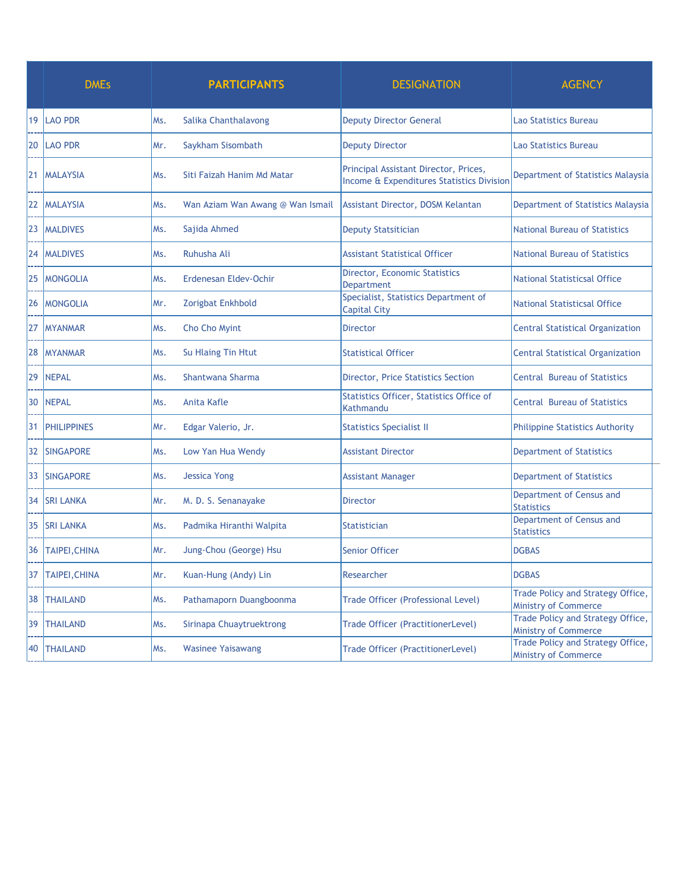| | DMEs | PARTICIPANTS | | DESIGNATION | AGENCY |
|---|---|---|---|---|---|
| 19 | LAO PDR | Ms. | Salika Chanthalavong | Deputy Director General | Lao Statistics Bureau |
| 20 | LAO PDR | Mr. | Saykham Sisombath | Deputy Director | Lao Statistics Bureau |
| 21 | MALAYSIA | Ms. | Siti Faizah Hanim Md Matar | Principal Assistant Director, Prices, Income & Expenditures Statistics Division | Department of Statistics Malaysia |
| 22 | MALAYSIA | Ms. | Wan Aziam Wan Awang @ Wan Ismail | Assistant Director, DOSM Kelantan | Department of Statistics Malaysia |
| 23 | MALDIVES | Ms. | Sajida Ahmed | Deputy Statsitician | National Bureau of Statistics |
| 24 | MALDIVES | Ms. | Ruhusha Ali | Assistant Statistical Officer | National Bureau of Statistics |
| 25 | MONGOLIA | Ms. | Erdenesan Eldev-Ochir | Director, Economic Statistics Department | National Statisticsal Office |
| 26 | MONGOLIA | Mr. | Zorigbat Enkhbold | Specialist, Statistics Department of Capital City | National Statisticsal Office |
| 27 | MYANMAR | Ms. | Cho Cho Myint | Director | Central Statistical Organization |
| 28 | MYANMAR | Ms. | Su Hlaing Tin Htut | Statistical Officer | Central Statistical Organization |
| 29 | NEPAL | Ms. | Shantwana Sharma | Director, Price Statistics Section | Central Bureau of Statistics |
| 30 | NEPAL | Ms. | Anita Kafle | Statistics Officer, Statistics Office of Kathmandu | Central Bureau of Statistics |
| 31 | PHILIPPINES | Mr. | Edgar Valerio, Jr. | Statistics Specialist II | Philippine Statistics Authority |
| 32 | SINGAPORE | Ms. | Low Yan Hua Wendy | Assistant Director | Department of Statistics |
| 33 | SINGAPORE | Ms. | Jessica Yong | Assistant Manager | Department of Statistics |
| 34 | SRI LANKA | Mr. | M. D. S. Senanayake | Director | Department of Census and Statistics |
| 35 | SRI LANKA | Ms. | Padmika Hiranthi Walpita | Statistician | Department of Census and Statistics |
| 36 | TAIPEI,CHINA | Mr. | Jung-Chou (George) Hsu | Senior Officer | DGBAS |
| 37 | TAIPEI,CHINA | Mr. | Kuan-Hung (Andy) Lin | Researcher | DGBAS |
| 38 | THAILAND | Ms. | Pathamaporn Duangboonma | Trade Officer (Professional Level) | Trade Policy and Strategy Office, Ministry of Commerce |
| 39 | THAILAND | Ms. | Sirinapa Chuaytruektrong | Trade Officer (PractitionerLevel) | Trade Policy and Strategy Office, Ministry of Commerce |
| 40 | THAILAND | Ms. | Wasinee Yaisawang | Trade Officer (PractitionerLevel) | Trade Policy and Strategy Office, Ministry of Commerce |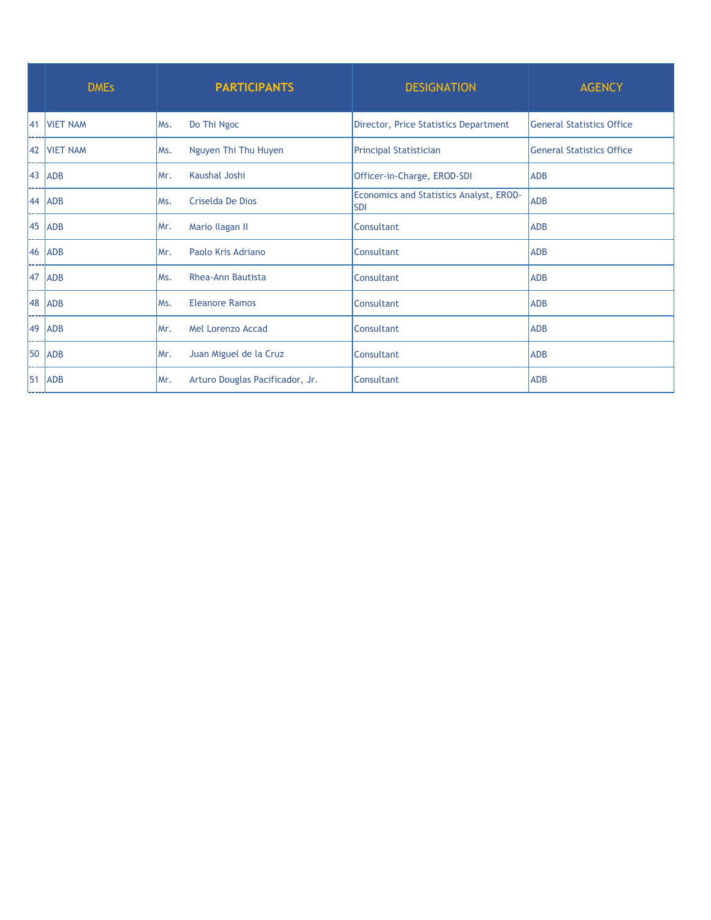| | DMEs | PARTICIPANTS | | DESIGNATION | AGENCY |
|---|---|---|---|---|---|
| 41 | VIET NAM | Ms. | Do Thi Ngoc | Director, Price Statistics Department | General Statistics Office |
| 42 | VIET NAM | Ms. | Nguyen Thi Thu Huyen | Principal Statistician | General Statistics Office |
| 43 | ADB | Mr. | Kaushal Joshi | Officer-in-Charge, EROD-SDI | ADB |
| 44 | ADB | Ms. | Criselda De Dios | Economics and Statistics Analyst, EROD-SDI | ADB |
| 45 | ADB | Mr. | Mario Ilagan II | Consultant | ADB |
| 46 | ADB | Mr. | Paolo Kris Adriano | Consultant | ADB |
| 47 | ADB | Ms. | Rhea-Ann Bautista | Consultant | ADB |
| 48 | ADB | Ms. | Eleanore Ramos | Consultant | ADB |
| 49 | ADB | Mr. | Mel Lorenzo Accad | Consultant | ADB |
| 50 | ADB | Mr. | Juan Miguel de la Cruz | Consultant | ADB |
| 51 | ADB | Mr. | Arturo Douglas Pacificador, Jr. | Consultant | ADB |